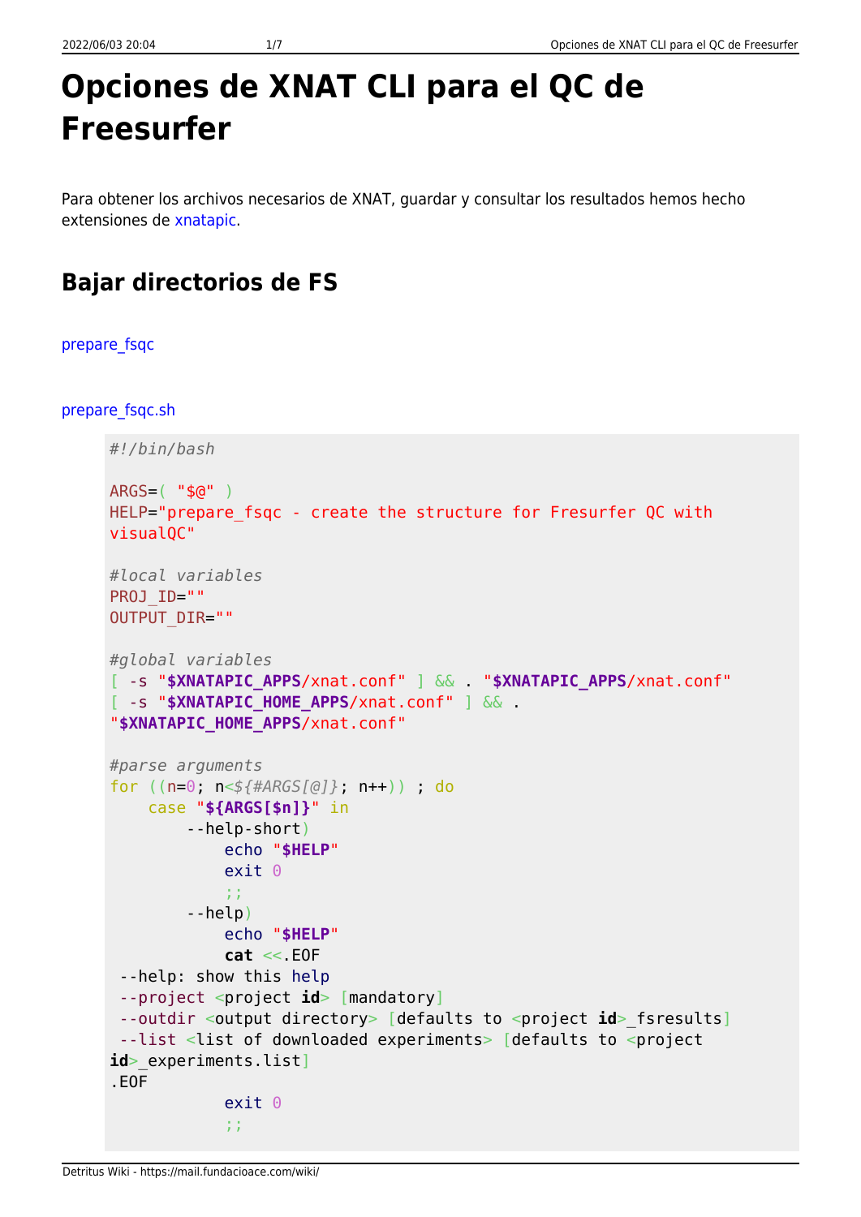# Opciones de XNAT CLI para el QC de Freesurfer

Para obtener los archivos necesarios de XNAT, guardar y consultar los resultados hemos hecho extensiones de xnatapic.

## Bajar directorios de FS

prepare_fsqc

prepare_fsqc.sh

```
#!/bin/bash

ARGS=( "$@" )
HELP="prepare_fsqc - create the structure for Fresurfer QC with visualQC"

#local variables
PROJ_ID=""
OUTPUT_DIR=""

#global variables
[ -s "$XNATAPIC_APPS/xnat.conf" ] && . "$XNATAPIC_APPS/xnat.conf"
[ -s "$XNATAPIC_HOME_APPS/xnat.conf" ] && . "$XNATAPIC_HOME_APPS/xnat.conf"

#parse arguments
for ((n=0; n<${#ARGS[@]}; n++)) ; do
    case "${ARGS[$n]}" in
        --help-short)
            echo "$HELP"
            exit 0
            ;;
        --help)
            echo "$HELP"
            cat <<.EOF
 --help: show this help
 --project <project id> [mandatory]
 --outdir <output directory> [defaults to <project id>_fsresults]
 --list <list of downloaded experiments> [defaults to <project id>_experiments.list]
.EOF
            exit 0
            ;;
```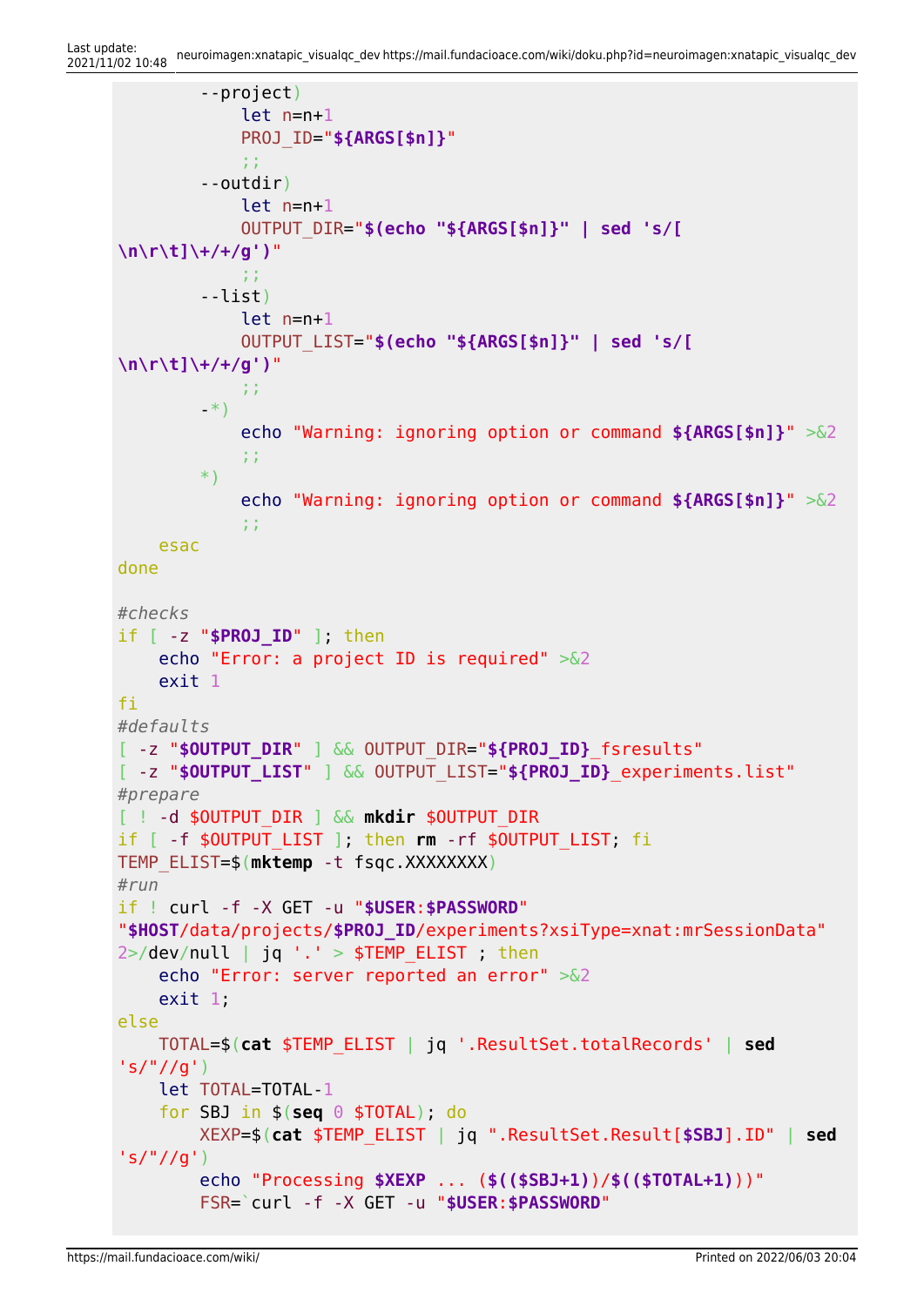```
        --project)
            let n=n+1
            PROJ_ID="${ARGS[$n]}"
            ;;
        --outdir)
            let n=n+1
            OUTPUT_DIR="$(echo "${ARGS[$n]}" | sed 's/[
\n\r\t]\+/+/g')"
            ;;
        --list)
            let n=n+1
            OUTPUT_LIST="$(echo "${ARGS[$n]}" | sed 's/[
\n\r\t]\+/+/g')"
            ;;
        -*)
            echo "Warning: ignoring option or command ${ARGS[$n]}" >&2
            ;;
        *)
            echo "Warning: ignoring option or command ${ARGS[$n]}" >&2
            ;;
    esac
done

#checks
if [ -z "$PROJ_ID" ]; then
    echo "Error: a project ID is required" >&2
    exit 1
fi
#defaults
[ -z "$OUTPUT_DIR" ] && OUTPUT_DIR="${PROJ_ID}_fsresults"
[ -z "$OUTPUT_LIST" ] && OUTPUT_LIST="${PROJ_ID}_experiments.list"
#prepare
[ ! -d $OUTPUT_DIR ] && mkdir $OUTPUT_DIR
if [ -f $OUTPUT_LIST ]; then rm -rf $OUTPUT_LIST; fi
TEMP_ELIST=$(mktemp -t fsqc.XXXXXXXX)
#run
if ! curl -f -X GET -u "$USER:$PASSWORD"
"$HOST/data/projects/$PROJ_ID/experiments?xsiType=xnat:mrSessionData"
2>/dev/null | jq '.' > $TEMP_ELIST ; then
    echo "Error: server reported an error" >&2
    exit 1;
else
    TOTAL=$(cat $TEMP_ELIST | jq '.ResultSet.totalRecords' | sed
's/"//g')
    let TOTAL=TOTAL-1
    for SBJ in $(seq 0 $TOTAL); do
        XEXP=$(cat $TEMP_ELIST | jq ".ResultSet.Result[$SBJ].ID" | sed
's/"//g')
        echo "Processing $XEXP ... ($(($SBJ+1))/$(($TOTAL+1)))"
        FSR=`curl -f -X GET -u "$USER:$PASSWORD"
```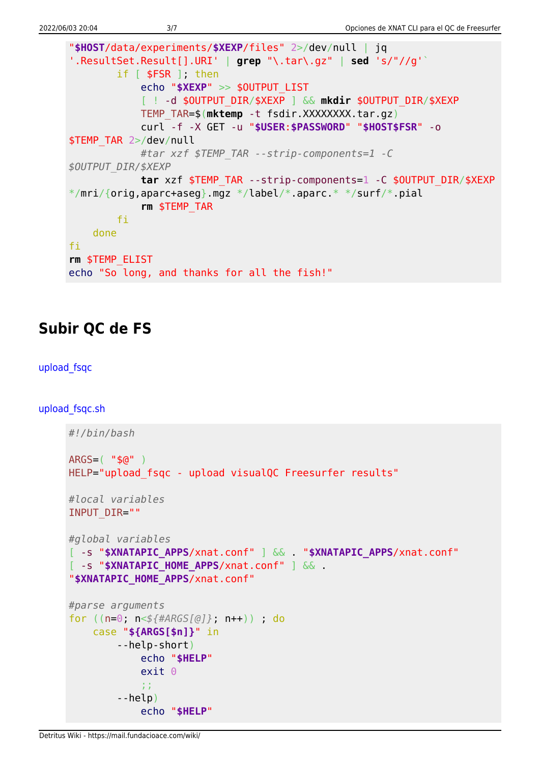```
"$HOST/data/experiments/$XEXP/files" 2>/dev/null | jq
'.ResultSet.Result[].URI' | grep "\.tar\.gz" | sed 's/"//g'`
        if [ $FSR ]; then
            echo "$XEXP" >> $OUTPUT_LIST
            [ ! -d $OUTPUT_DIR/$XEXP ] && mkdir $OUTPUT_DIR/$XEXP
            TEMP_TAR=$(mktemp -t fsdir.XXXXXXXX.tar.gz)
            curl -f -X GET -u "$USER:$PASSWORD" "$HOST$FSR" -o
$TEMP_TAR 2>/dev/null
            #tar xzf $TEMP_TAR --strip-components=1 -C
$OUTPUT_DIR/$XEXP
            tar xzf $TEMP_TAR --strip-components=1 -C $OUTPUT_DIR/$XEXP
*/mri/{orig,aparc+aseg}.mgz */label/*.aparc.* */surf/*.pial
            rm $TEMP_TAR
        fi
    done
fi
rm $TEMP_ELIST
echo "So long, and thanks for all the fish!"
```

## Subir QC de FS

upload_fsqc

upload_fsqc.sh

```
#!/bin/bash

ARGS=( "$@" )
HELP="upload_fsqc - upload visualQC Freesurfer results"

#local variables
INPUT_DIR=""

#global variables
[ -s "$XNATAPIC_APPS/xnat.conf" ] && . "$XNATAPIC_APPS/xnat.conf"
[ -s "$XNATAPIC_HOME_APPS/xnat.conf" ] && .
"$XNATAPIC_HOME_APPS/xnat.conf"

#parse arguments
for ((n=0; n<${#ARGS[@]}; n++)) ; do
    case "${ARGS[$n]}" in
        --help-short)
            echo "$HELP"
            exit 0
            ;;
        --help)
            echo "$HELP"
```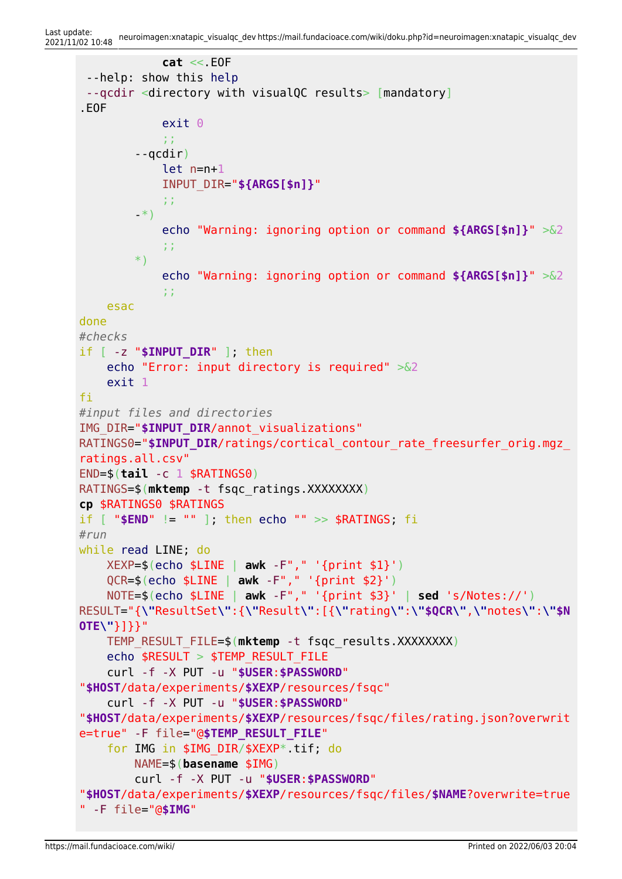```
            cat <<.EOF
 --help: show this help
 --qcdir <directory with visualQC results> [mandatory]
.EOF
            exit 0
            ;;
        --qcdir)
            let n=n+1
            INPUT_DIR="${ARGS[$n]}"
            ;;
        -*)
            echo "Warning: ignoring option or command ${ARGS[$n]}" >&2
            ;;
        *)
            echo "Warning: ignoring option or command ${ARGS[$n]}" >&2
            ;;
    esac
done
#checks
if [ -z "$INPUT_DIR" ]; then
    echo "Error: input directory is required" >&2
    exit 1
fi
#input files and directories
IMG_DIR="$INPUT_DIR/annot_visualizations"
RATINGS0="$INPUT_DIR/ratings/cortical_contour_rate_freesurfer_orig.mgz_ratings.all.csv"
END=$(tail -c 1 $RATINGS0)
RATINGS=$(mktemp -t fsqc_ratings.XXXXXXXX)
cp $RATINGS0 $RATINGS
if [ "$END" != "" ]; then echo "" >> $RATINGS; fi
#run
while read LINE; do
    XEXP=$(echo $LINE | awk -F"," '{print $1}')
    QCR=$(echo $LINE | awk -F"," '{print $2}')
    NOTE=$(echo $LINE | awk -F"," '{print $3}' | sed 's/Notes://')
RESULT="{\"ResultSet\":{\"Result\":[{\"rating\":\"$QCR\",\"notes\":\"$NOTE\"}]}}"
    TEMP_RESULT_FILE=$(mktemp -t fsqc_results.XXXXXXXX)
    echo $RESULT > $TEMP_RESULT_FILE
    curl -f -X PUT -u "$USER:$PASSWORD"
"$HOST/data/experiments/$XEXP/resources/fsqc"
    curl -f -X PUT -u "$USER:$PASSWORD"
"$HOST/data/experiments/$XEXP/resources/fsqc/files/rating.json?overwrite=true" -F file="@$TEMP_RESULT_FILE"
    for IMG in $IMG_DIR/$XEXP*.tif; do
        NAME=$(basename $IMG)
        curl -f -X PUT -u "$USER:$PASSWORD"
"$HOST/data/experiments/$XEXP/resources/fsqc/files/$NAME?overwrite=true" -F file="@$IMG"
```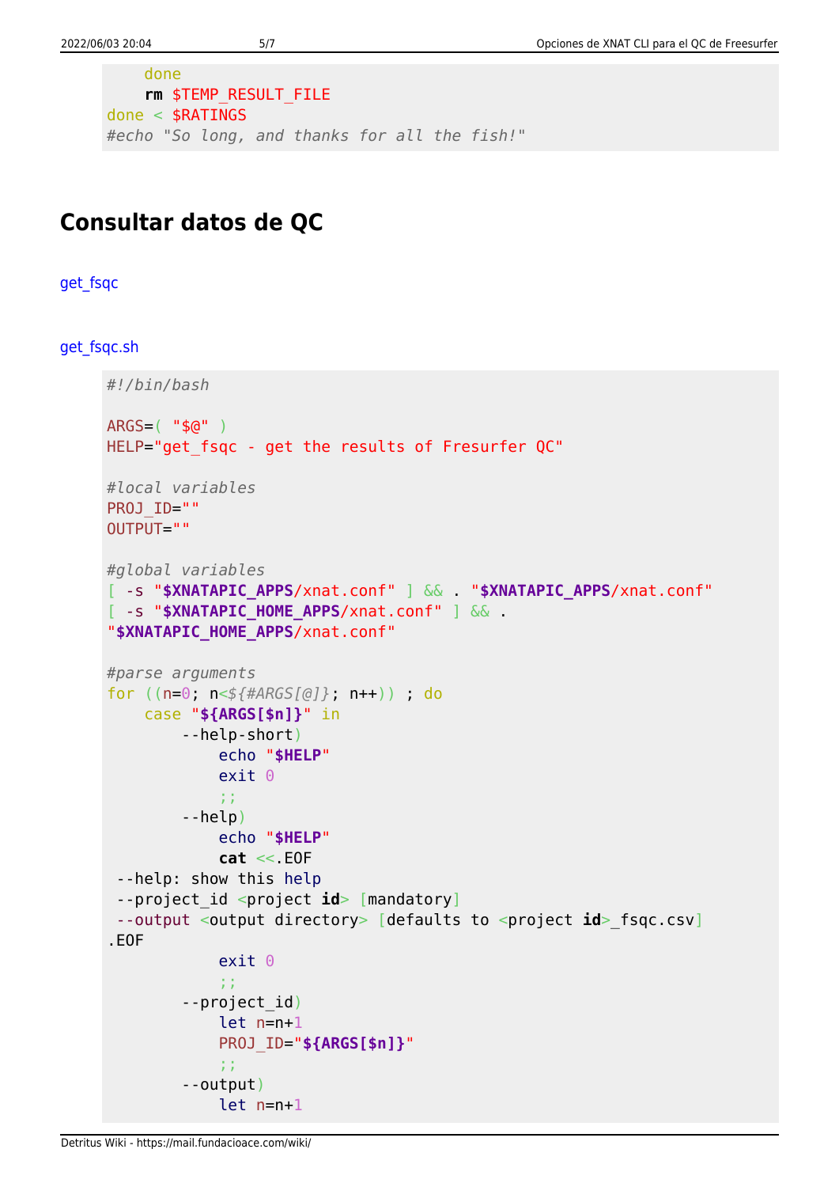```
    done
    rm $TEMP_RESULT_FILE
done < $RATINGS
#echo "So long, and thanks for all the fish!"
```

## Consultar datos de QC

get_fsqc

get_fsqc.sh

```
#!/bin/bash

ARGS=( "$@" )
HELP="get_fsqc - get the results of Fresurfer QC"

#local variables
PROJ_ID=""
OUTPUT=""

#global variables
[ -s "$XNATAPIC_APPS/xnat.conf" ] && . "$XNATAPIC_APPS/xnat.conf"
[ -s "$XNATAPIC_HOME_APPS/xnat.conf" ] && .
"$XNATAPIC_HOME_APPS/xnat.conf"

#parse arguments
for ((n=0; n<${#ARGS[@]}; n++)) ; do
    case "${ARGS[$n]}" in
        --help-short)
            echo "$HELP"
            exit 0
            ;;
        --help)
            echo "$HELP"
            cat <<.EOF
 --help: show this help
 --project_id <project id> [mandatory]
 --output <output directory> [defaults to <project id>_fsqc.csv]
.EOF
            exit 0
            ;;
        --project_id)
            let n=n+1
            PROJ_ID="${ARGS[$n]}"
            ;;
        --output)
            let n=n+1
```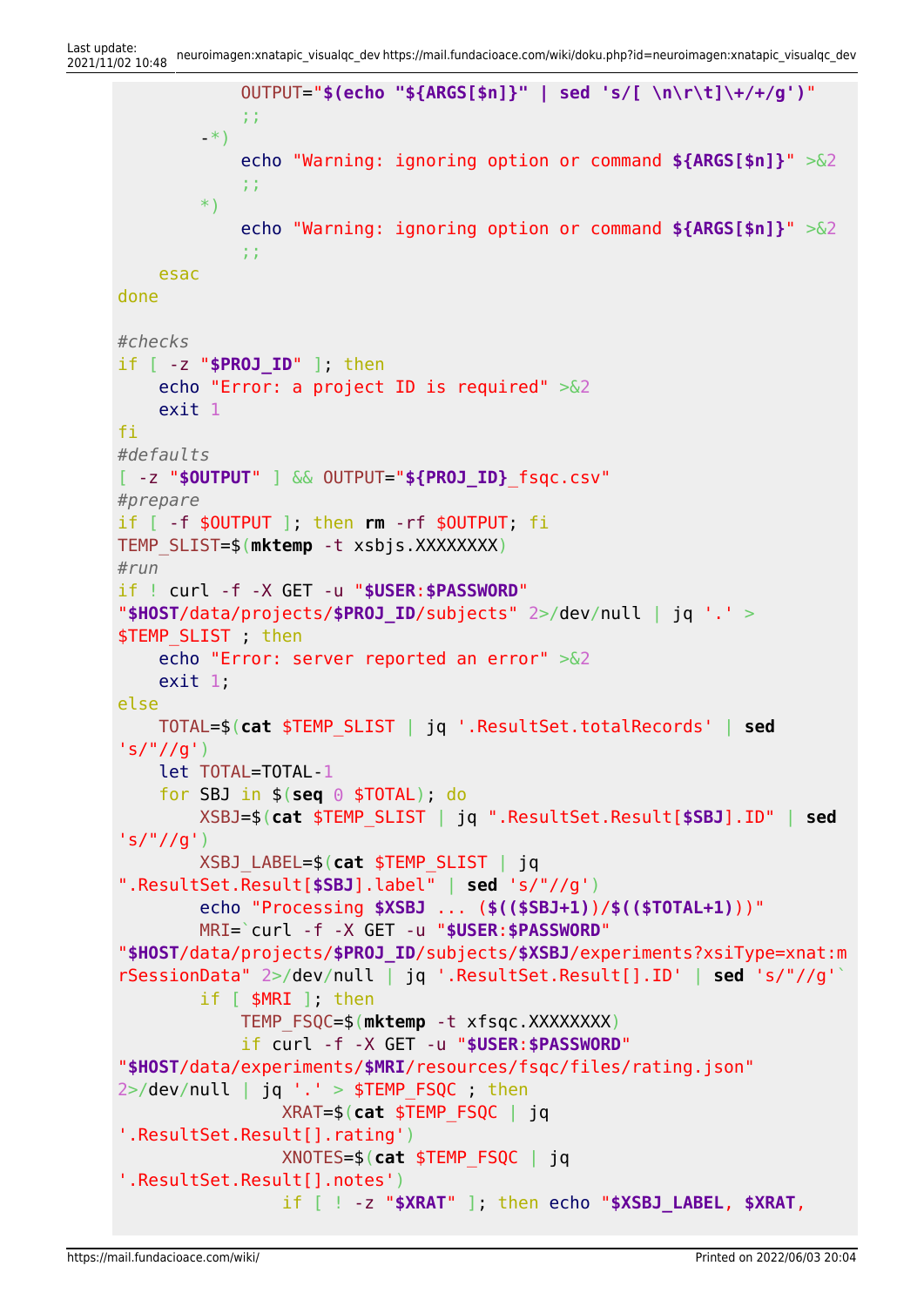```
            OUTPUT="$(echo "${ARGS[$n]}" | sed 's/[ \n\r\t]\+/+/g')"
            ;;
        -*)
            echo "Warning: ignoring option or command ${ARGS[$n]}" >&2
            ;;
        *)
            echo "Warning: ignoring option or command ${ARGS[$n]}" >&2
            ;;
    esac
done

#checks
if [ -z "$PROJ_ID" ]; then
    echo "Error: a project ID is required" >&2
    exit 1
fi
#defaults
[ -z "$OUTPUT" ] && OUTPUT="${PROJ_ID}_fsqc.csv"
#prepare
if [ -f $OUTPUT ]; then rm -rf $OUTPUT; fi
TEMP_SLIST=$(mktemp -t xsbjs.XXXXXXXX)
#run
if ! curl -f -X GET -u "$USER:$PASSWORD"
"$HOST/data/projects/$PROJ_ID/subjects" 2>/dev/null | jq '.' >
$TEMP_SLIST ; then
    echo "Error: server reported an error" >&2
    exit 1;
else
    TOTAL=$(cat $TEMP_SLIST | jq '.ResultSet.totalRecords' | sed
's/"//g')
    let TOTAL=TOTAL-1
    for SBJ in $(seq 0 $TOTAL); do
        XSBJ=$(cat $TEMP_SLIST | jq ".ResultSet.Result[$SBJ].ID" | sed
's/"//g')
        XSBJ_LABEL=$(cat $TEMP_SLIST | jq
".ResultSet.Result[$SBJ].label" | sed 's/"//g')
        echo "Processing $XSBJ ... ($(($SBJ+1))/$(($TOTAL+1)))"
        MRI=`curl -f -X GET -u "$USER:$PASSWORD"
"$HOST/data/projects/$PROJ_ID/subjects/$XSBJ/experiments?xsiType=xnat:m
rSessionData" 2>/dev/null | jq '.ResultSet.Result[].ID' | sed 's/"//g'`
        if [ $MRI ]; then
            TEMP_FSQC=$(mktemp -t xfsqc.XXXXXXXX)
            if curl -f -X GET -u "$USER:$PASSWORD"
"$HOST/data/experiments/$MRI/resources/fsqc/files/rating.json"
2>/dev/null | jq '.' > $TEMP_FSQC ; then
                XRAT=$(cat $TEMP_FSQC | jq
'.ResultSet.Result[].rating')
                XNOTES=$(cat $TEMP_FSQC | jq
'.ResultSet.Result[].notes')
                if [ ! -z "$XRAT" ]; then echo "$XSBJ_LABEL, $XRAT,
```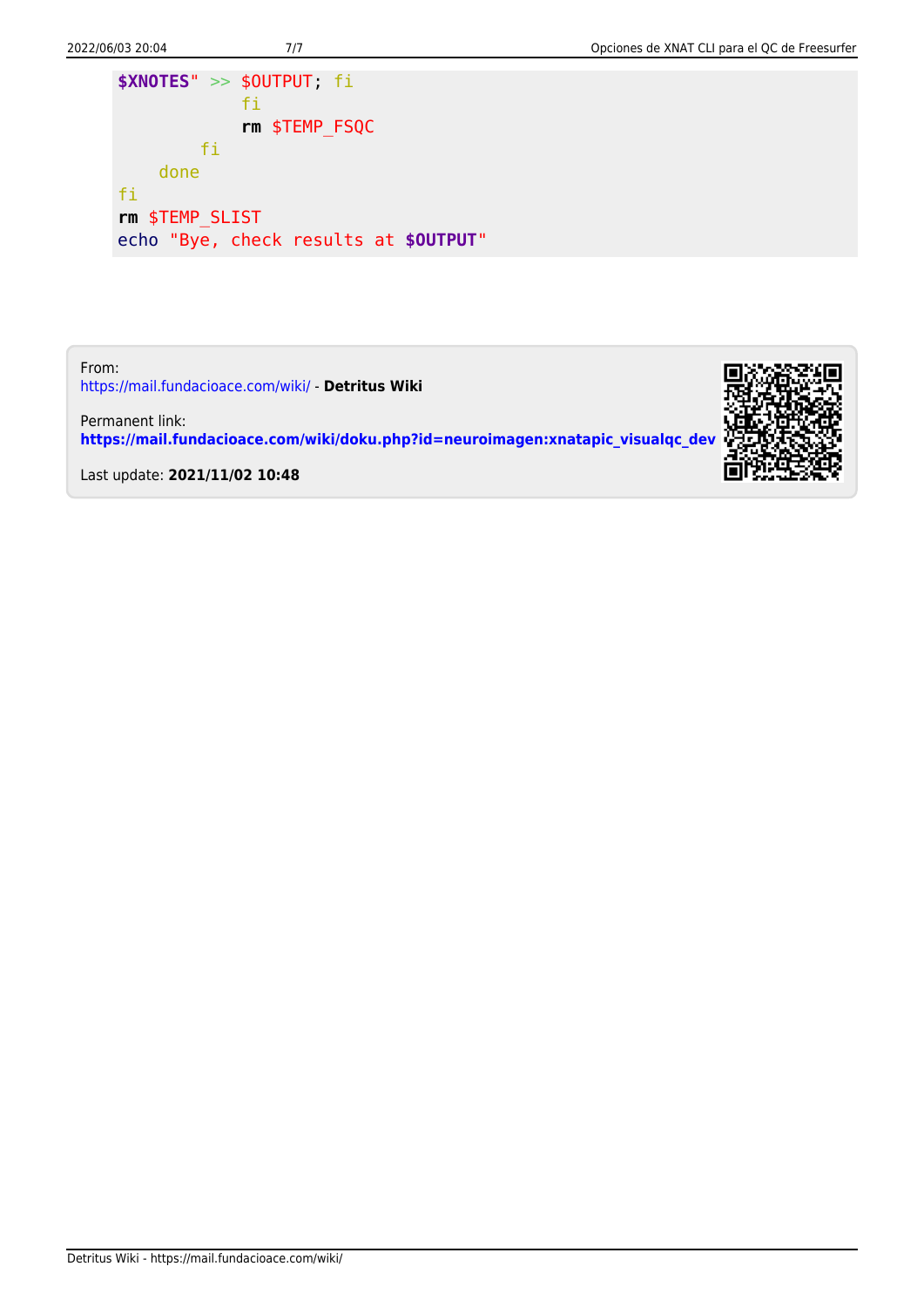```
$XNOTES" >> $OUTPUT; fi
            fi
            rm $TEMP_FSQC
        fi
    done
fi
rm $TEMP_SLIST
echo "Bye, check results at $OUTPUT"
```

From:
https://mail.fundacioace.com/wiki/ - **Detritus Wiki**

Permanent link:
**https://mail.fundacioace.com/wiki/doku.php?id=neuroimagen:xnatapic_visualqc_dev**

Last update: **2021/11/02 10:48**